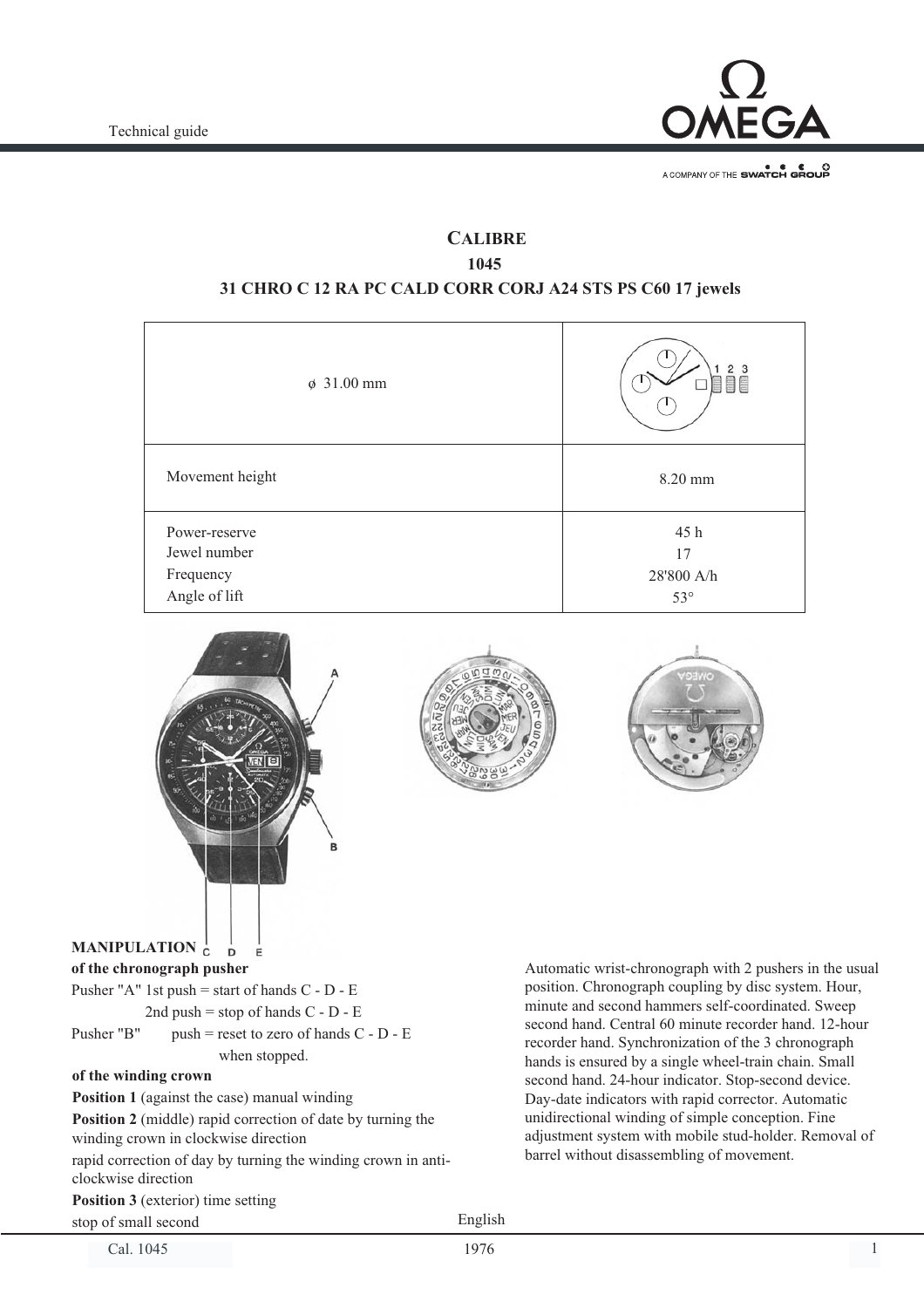Technical guide

# CALIBRE
## 1045
### 31 CHRO C 12 RA PC CALD CORR CORJ A24 STS PS C60 17 jewels

| ø 31.00 mm | |
|---|---|
| Movement height | 8.20 mm |
| Power-reserve<br>Jewel number<br>Frequency<br>Angle of lift | 45 h<br>17<br>28'800 A/h<br>53° |

**MANIPULATION**

**of the chronograph pusher**

Pusher "A" 1st push = start of hands C - D - E
2nd push = stop of hands C - D - E

Pusher "B" push = reset to zero of hands C - D - E when stopped.

**of the winding crown**

**Position 1** (against the case) manual winding

**Position 2** (middle) rapid correction of date by turning the winding crown in clockwise direction

rapid correction of day by turning the winding crown in anti-clockwise direction

**Position 3** (exterior) time setting

stop of small second

Automatic wrist-chronograph with 2 pushers in the usual position. Chronograph coupling by disc system. Hour, minute and second hammers self-coordinated. Sweep second hand. Central 60 minute recorder hand. 12-hour recorder hand. Synchronization of the 3 chronograph hands is ensured by a single wheel-train chain. Small second hand. 24-hour indicator. Stop-second device. Day-date indicators with rapid corrector. Automatic unidirectional winding of simple conception. Fine adjustment system with mobile stud-holder. Removal of barrel without disassembling of movement.

English

Cal. 1045 1976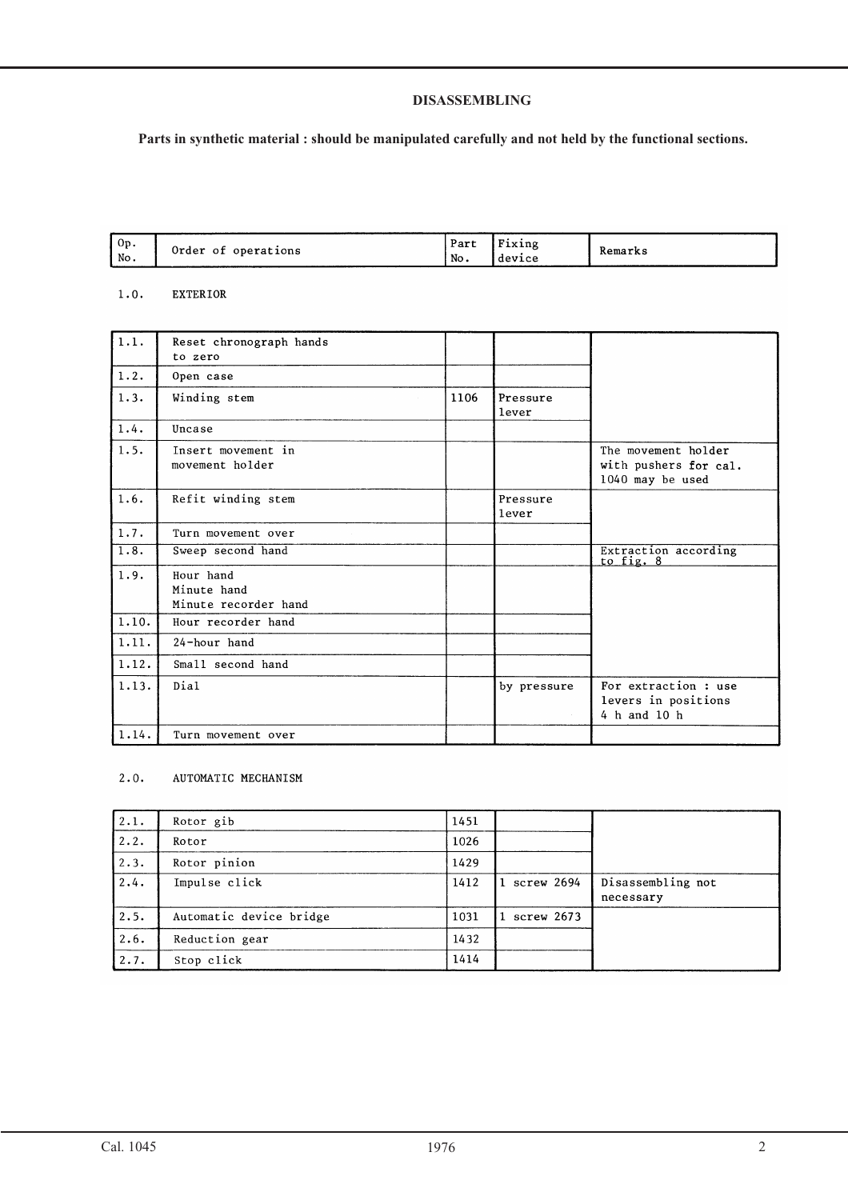# DISASSEMBLING

**Parts in synthetic material : should be manipulated carefully and not held by the functional sections.**

| Op. No. | Order of operations | Part No. | Fixing device | Remarks |
|---|---|---|---|---|
| **1.0.** | **EXTERIOR** | | | |
| 1.1. | Reset chronograph hands to zero | | | |
| 1.2. | Open case | | | |
| 1.3. | Winding stem | 1106 | Pressure lever | |
| 1.4. | Uncase | | | |
| 1.5. | Insert movement in movement holder | | | The movement holder with pushers for cal. 1040 may be used |
| 1.6. | Refit winding stem | | Pressure lever | |
| 1.7. | Turn movement over | | | |
| 1.8. | Sweep second hand | | | Extraction according to fig. 8 |
| 1.9. | Hour hand<br>Minute hand<br>Minute recorder hand | | | |
| 1.10. | Hour recorder hand | | | |
| 1.11. | 24-hour hand | | | |
| 1.12. | Small second hand | | | |
| 1.13. | Dial | | by pressure | For extraction : use levers in positions 4 h and 10 h |
| 1.14. | Turn movement over | | | |
| **2.0.** | **AUTOMATIC MECHANISM** | | | |
| 2.1. | Rotor gib | 1451 | | |
| 2.2. | Rotor | 1026 | | |
| 2.3. | Rotor pinion | 1429 | | |
| 2.4. | Impulse click | 1412 | 1 screw 2694 | Disassembling not necessary |
| 2.5. | Automatic device bridge | 1031 | 1 screw 2673 | |
| 2.6. | Reduction gear | 1432 | | |
| 2.7. | Stop click | 1414 | | |

Cal. 1045 1976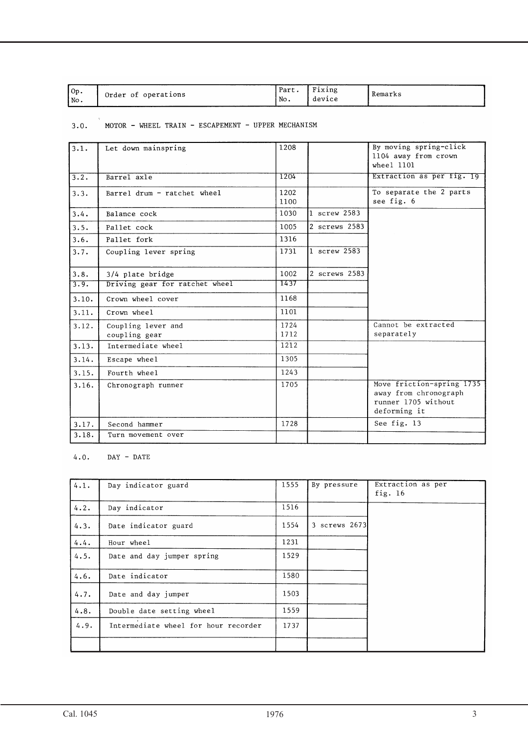| Op. No. | Order of operations | Part. No. | Fixing device | Remarks |
|---|---|---|---|---|

3.0. MOTOR - WHEEL TRAIN - ESCAPEMENT - UPPER MECHANISM

| Op. No. | Order of operations | Part. No. | Fixing device | Remarks |
|---|---|---|---|---|
| 3.1. | Let down mainspring | 1208 | | By moving spring-click 1104 away from crown wheel 1101 |
| 3.2. | Barrel axle | 1204 | | Extraction as per fig. 19 |
| 3.3. | Barrel drum - ratchet wheel | 1202 1100 | | To separate the 2 parts see fig. 6 |
| 3.4. | Balance cock | 1030 | 1 screw 2583 | |
| 3.5. | Pallet cock | 1005 | 2 screws 2583 | |
| 3.6. | Pallet fork | 1316 | | |
| 3.7. | Coupling lever spring | 1731 | 1 screw 2583 | |
| 3.8. | 3/4 plate bridge | 1002 | 2 screws 2583 | |
| 3.9. | Driving gear for ratchet wheel | 1437 | | |
| 3.10. | Crown wheel cover | 1168 | | |
| 3.11. | Crown wheel | 1101 | | |
| 3.12. | Coupling lever and coupling gear | 1724 1712 | | Cannot be extracted separately |
| 3.13. | Intermediate wheel | 1212 | | |
| 3.14. | Escape wheel | 1305 | | |
| 3.15. | Fourth wheel | 1243 | | |
| 3.16. | Chronograph runner | 1705 | | Move friction-spring 1735 away from chronograph runner 1705 without deforming it |
| 3.17. | Second hammer | 1728 | | See fig. 13 |
| 3.18. | Turn movement over | | | |

4.0. DAY - DATE

| Op. No. | Order of operations | Part. No. | Fixing device | Remarks |
|---|---|---|---|---|
| 4.1. | Day indicator guard | 1555 | By pressure | Extraction as per fig. 16 |
| 4.2. | Day indicator | 1516 | | |
| 4.3. | Date indicator guard | 1554 | 3 screws 2673 | |
| 4.4. | Hour wheel | 1231 | | |
| 4.5. | Date and day jumper spring | 1529 | | |
| 4.6. | Date indicator | 1580 | | |
| 4.7. | Date and day jumper | 1503 | | |
| 4.8. | Double date setting wheel | 1559 | | |
| 4.9. | Intermediate wheel for hour recorder | 1737 | | |
| | | | | |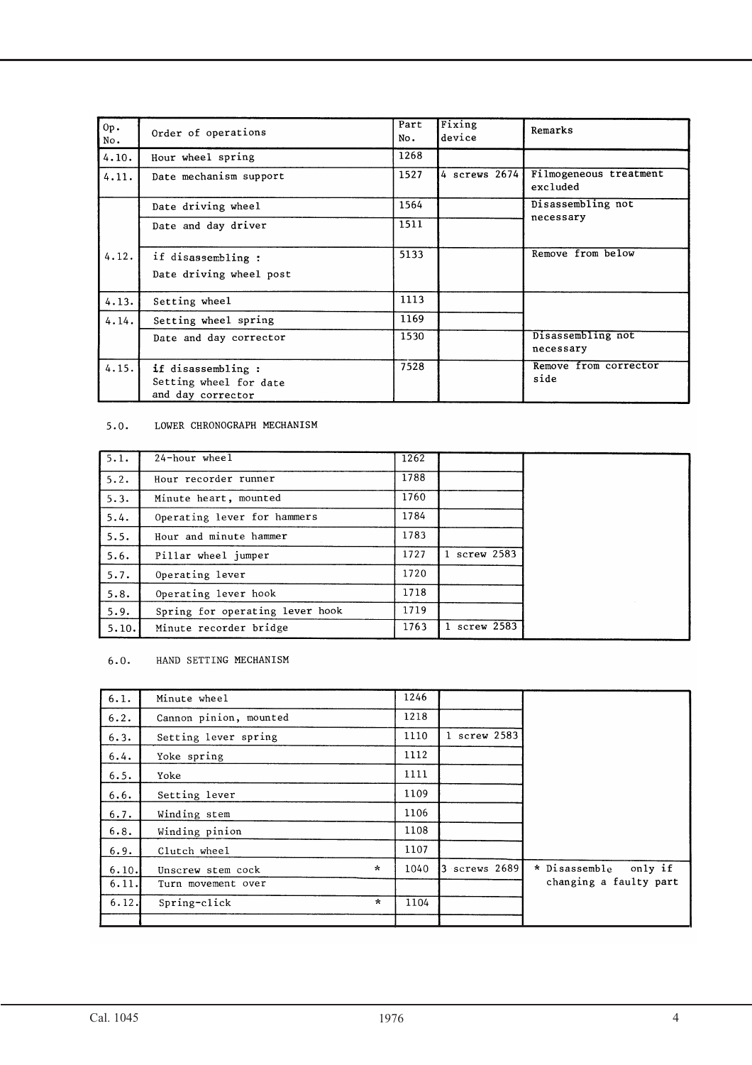| Op. No. | Order of operations | Part No. | Fixing device | Remarks |
|---|---|---|---|---|
| 4.10. | Hour wheel spring | 1268 | | |
| 4.11. | Date mechanism support | 1527 | 4 screws 2674 | Filmogeneous treatment excluded |
| 4.12. | Date driving wheel | 1564 | | Disassembling not necessary |
| | Date and day driver | 1511 | | |
| | if disassembling : Date driving wheel post | 5133 | | Remove from below |
| 4.13. | Setting wheel | 1113 | | |
| 4.14. | Setting wheel spring | 1169 | | |
| | Date and day corrector | 1530 | | Disassembling not necessary |
| 4.15. | if disassembling : Setting wheel for date and day corrector | 7528 | | Remove from corrector side |

5.0. LOWER CHRONOGRAPH MECHANISM

| Op. No. | Order of operations | Part No. | Fixing device | Remarks |
|---|---|---|---|---|
| 5.1. | 24-hour wheel | 1262 | | |
| 5.2. | Hour recorder runner | 1788 | | |
| 5.3. | Minute heart, mounted | 1760 | | |
| 5.4. | Operating lever for hammers | 1784 | | |
| 5.5. | Hour and minute hammer | 1783 | | |
| 5.6. | Pillar wheel jumper | 1727 | 1 screw 2583 | |
| 5.7. | Operating lever | 1720 | | |
| 5.8. | Operating lever hook | 1718 | | |
| 5.9. | Spring for operating lever hook | 1719 | | |
| 5.10. | Minute recorder bridge | 1763 | 1 screw 2583 | |

6.0. HAND SETTING MECHANISM

| Op. No. | Order of operations | Part No. | Fixing device | Remarks |
|---|---|---|---|---|
| 6.1. | Minute wheel | 1246 | | |
| 6.2. | Cannon pinion, mounted | 1218 | | |
| 6.3. | Setting lever spring | 1110 | 1 screw 2583 | |
| 6.4. | Yoke spring | 1112 | | |
| 6.5. | Yoke | 1111 | | |
| 6.6. | Setting lever | 1109 | | |
| 6.7. | Winding stem | 1106 | | |
| 6.8. | Winding pinion | 1108 | | |
| 6.9. | Clutch wheel | 1107 | | |
| 6.10. | Unscrew stem cock * | 1040 | 3 screws 2689 | * Disassemble only if changing a faulty part |
| 6.11. | Turn movement over | | | |
| 6.12. | Spring-click * | 1104 | | |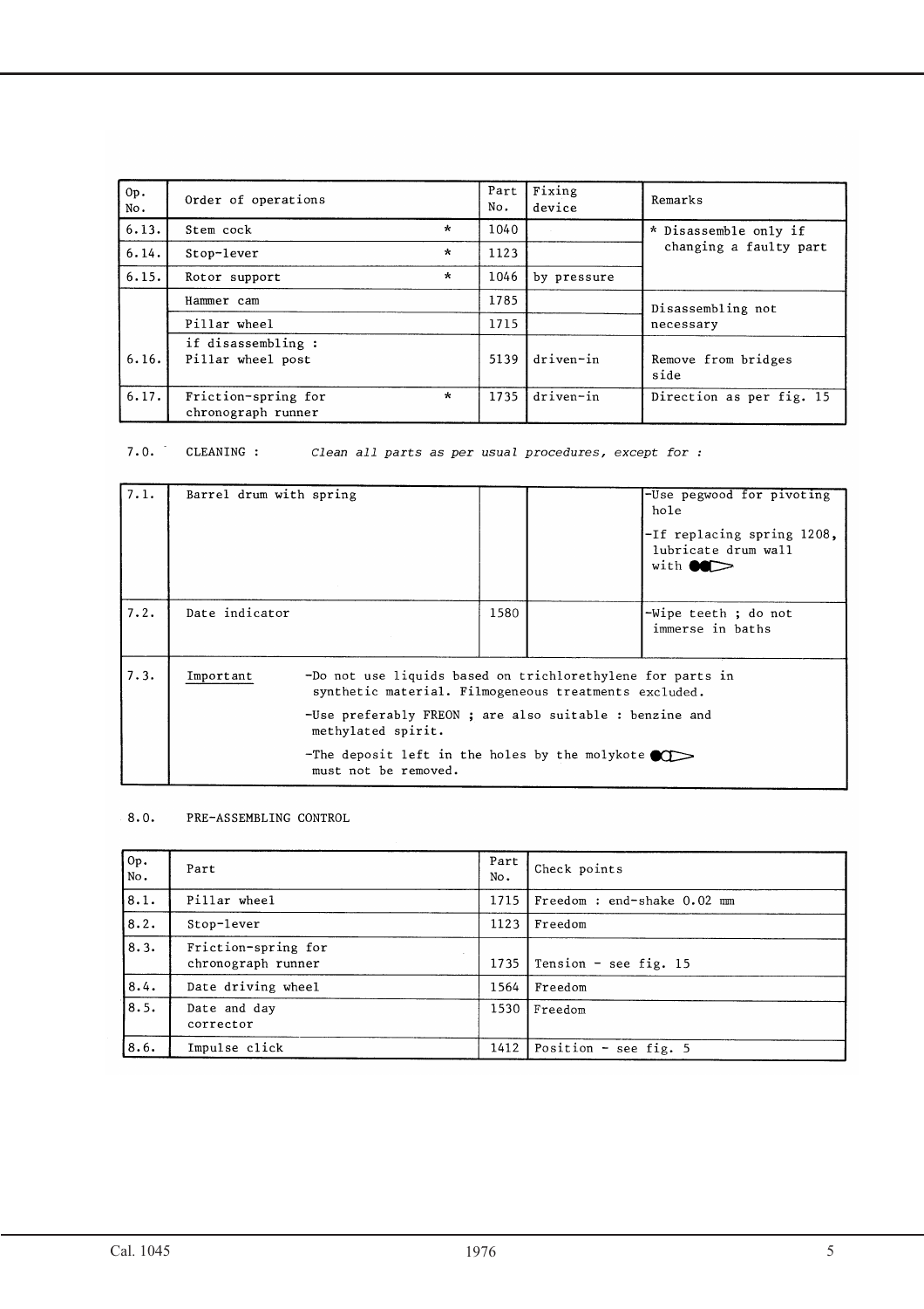| Op. No. | Order of operations | | Part No. | Fixing device | Remarks |
|---|---|---|---|---|---|
| 6.13. | Stem cock | * | 1040 | | * Disassemble only if changing a faulty part |
| 6.14. | Stop-lever | * | 1123 | | |
| 6.15. | Rotor support | * | 1046 | by pressure | |
| 6.16. | Hammer cam | | 1785 | | Disassembling not necessary |
| | Pillar wheel | | 1715 | | |
| | if disassembling : Pillar wheel post | | 5139 | driven-in | Remove from bridges side |
| 6.17. | Friction-spring for chronograph runner | * | 1735 | driven-in | Direction as per fig. 15 |

7.0. CLEANING : *Clean all parts as per usual procedures, except for :*

| | | | | |
|---|---|---|---|---|
| 7.1. | Barrel drum with spring | | | -Use pegwood for pivoting hole<br>-If replacing spring 1208, lubricate drum wall with ●◐▷ |
| 7.2. | Date indicator | 1580 | | -Wipe teeth ; do not immerse in baths |
| 7.3. | <u>Important</u> | -Do not use liquids based on trichlorethylene for parts in synthetic material. Filmogeneous treatments excluded.<br>-Use preferably FREON ; are also suitable : benzine and methylated spirit.<br>-The deposit left in the holes by the molykote ●◐▷ must not be removed. | | |

8.0. PRE-ASSEMBLING CONTROL

| Op. No. | Part | Part No. | Check points |
|---|---|---|---|
| 8.1. | Pillar wheel | 1715 | Freedom : end-shake 0.02 mm |
| 8.2. | Stop-lever | 1123 | Freedom |
| 8.3. | Friction-spring for chronograph runner | 1735 | Tension - see fig. 15 |
| 8.4. | Date driving wheel | 1564 | Freedom |
| 8.5. | Date and day corrector | 1530 | Freedom |
| 8.6. | Impulse click | 1412 | Position - see fig. 5 |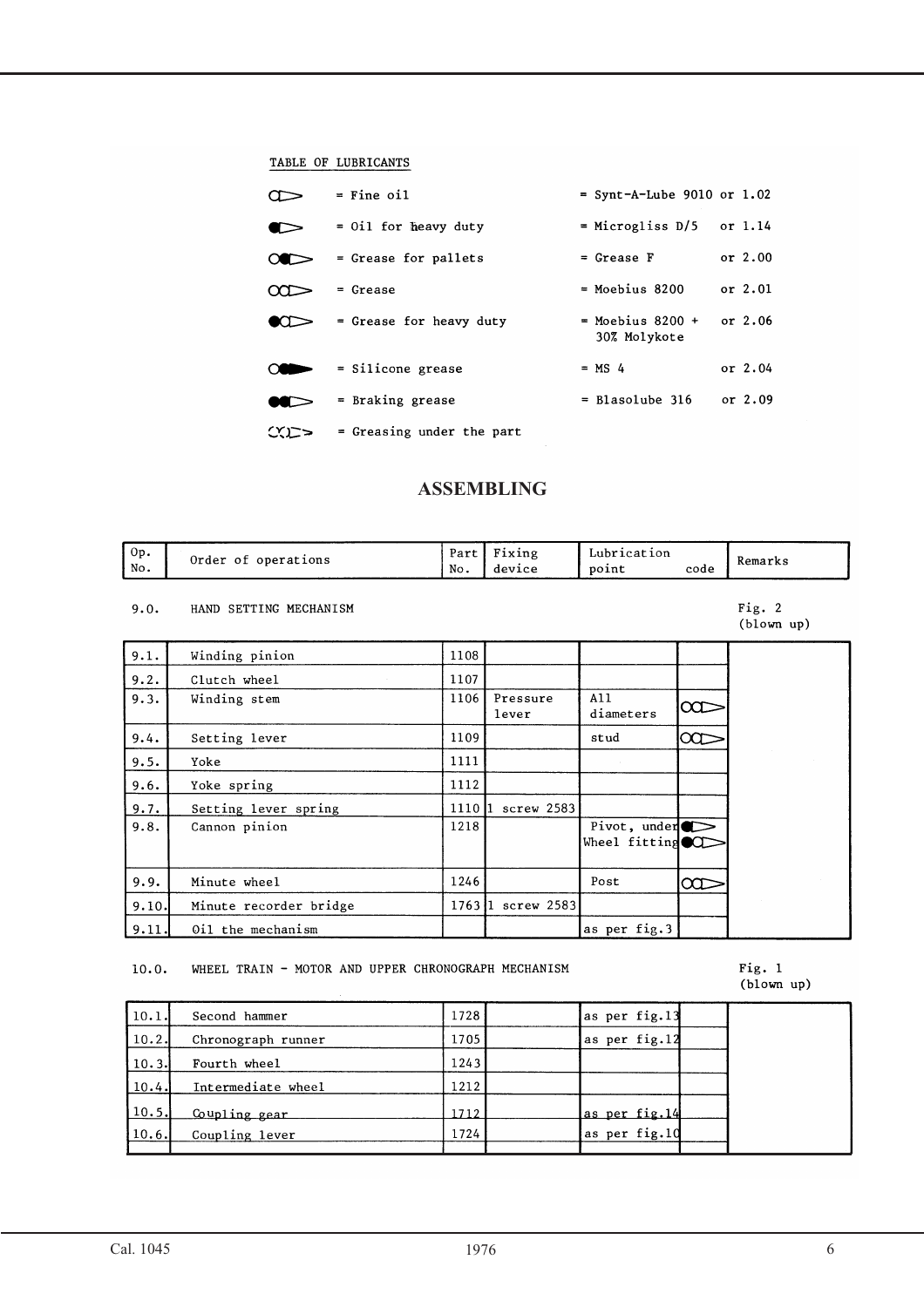TABLE OF LUBRICANTS

| Symbol | | Lubricant | | |
|---|---|---|---|---|
| (Fine oil symbol) | = | Fine oil | = Synt-A-Lube 9010 | or 1.02 |
| (Oil for heavy duty symbol) | = | Oil for heavy duty | = Microgliss D/5 | or 1.14 |
| (Grease for pallets symbol) | = | Grease for pallets | = Grease F | or 2.00 |
| (Grease symbol) | = | Grease | = Moebius 8200 | or 2.01 |
| (Grease for heavy duty symbol) | = | Grease for heavy duty | = Moebius 8200 + 30% Molykote | or 2.06 |
| (Silicone grease symbol) | = | Silicone grease | = MS 4 | or 2.04 |
| (Braking grease symbol) | = | Braking grease | = Blasolube 316 | or 2.09 |
| (Greasing under the part symbol) | = | Greasing under the part | | |

## ASSEMBLING

| Op. No. | Order of operations | Part No. | Fixing device | Lubrication point | code | Remarks |
|---|---|---|---|---|---|---|
| 9.0. | HAND SETTING MECHANISM | | | | | Fig. 2 (blown up) |
| 9.1. | Winding pinion | 1108 | | | | |
| 9.2. | Clutch wheel | 1107 | | | | |
| 9.3. | Winding stem | 1106 | Pressure lever | All diameters | Grease | |
| 9.4. | Setting lever | 1109 | | stud | Grease | |
| 9.5. | Yoke | 1111 | | | | |
| 9.6. | Yoke spring | 1112 | | | | |
| 9.7. | Setting lever spring | 1110 | 1 screw 2583 | | | |
| 9.8. | Cannon pinion | 1218 | | Pivot, under Wheel fitting | Oil for heavy duty / Grease for heavy duty | |
| 9.9. | Minute wheel | 1246 | | Post | Grease | |
| 9.10. | Minute recorder bridge | 1763 | 1 screw 2583 | | | |
| 9.11. | Oil the mechanism | | | as per fig.3 | | |
| 10.0. | WHEEL TRAIN - MOTOR AND UPPER CHRONOGRAPH MECHANISM | | | | | Fig. 1 (blown up) |
| 10.1. | Second hammer | 1728 | | as per fig.13 | | |
| 10.2. | Chronograph runner | 1705 | | as per fig.12 | | |
| 10.3. | Fourth wheel | 1243 | | | | |
| 10.4. | Intermediate wheel | 1212 | | | | |
| 10.5. | Coupling gear | 1712 | | as per fig.14 | | |
| 10.6. | Coupling lever | 1724 | | as per fig.10 | | |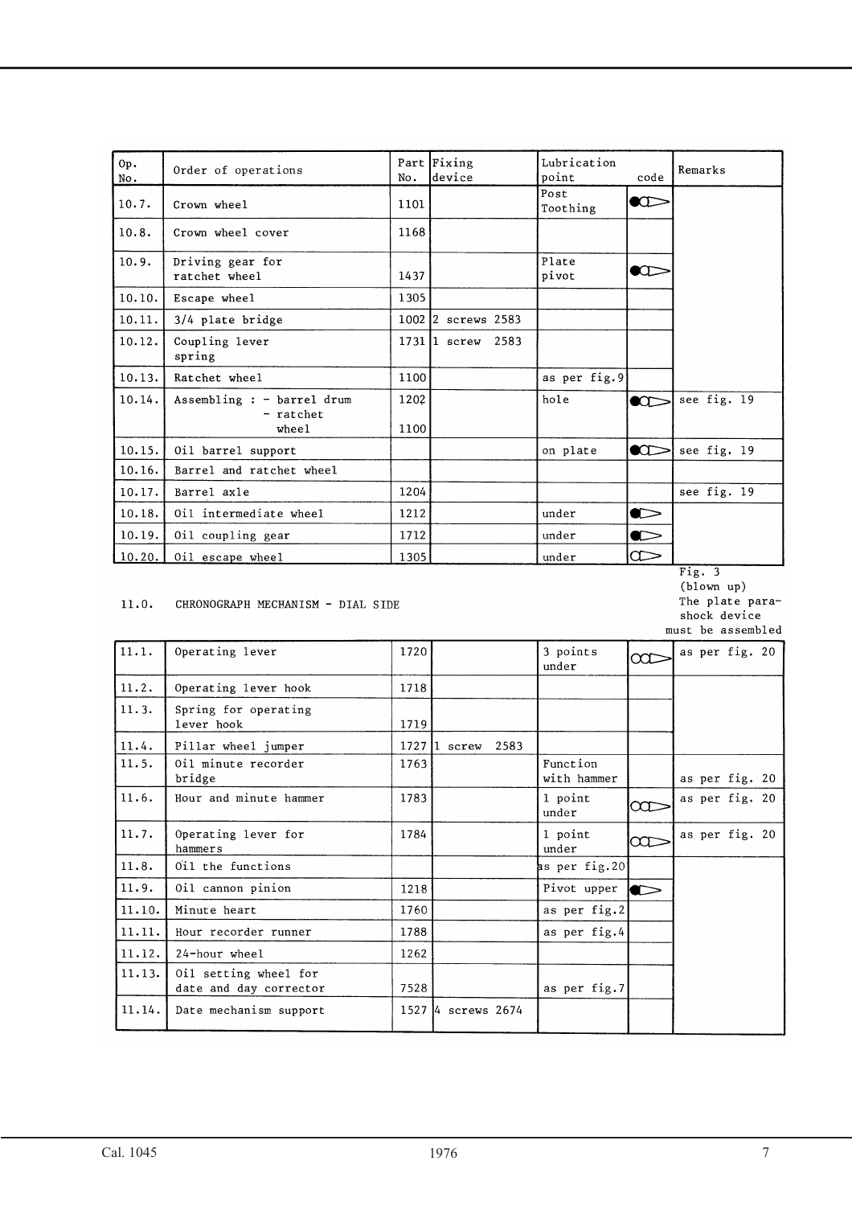| Op. No. | Order of operations | Part No. | Fixing device | Lubrication point | code | Remarks |
|---|---|---|---|---|---|---|
| 10.7. | Crown wheel | 1101 | | Post Toothing | ●◯▷ | |
| 10.8. | Crown wheel cover | 1168 | | | | |
| 10.9. | Driving gear for ratchet wheel | 1437 | | Plate pivot | ●◯▷ | |
| 10.10. | Escape wheel | 1305 | | | | |
| 10.11. | 3/4 plate bridge | 1002 | 2 screws 2583 | | | |
| 10.12. | Coupling lever spring | 1731 | 1 screw 2583 | | | |
| 10.13. | Ratchet wheel | 1100 | | as per fig.9 | | |
| 10.14. | Assembling : - barrel drum - ratchet wheel | 1202 1100 | | hole | ●◯▷ | see fig. 19 |
| 10.15. | Oil barrel support | | | on plate | ●◯▷ | see fig. 19 |
| 10.16. | Barrel and ratchet wheel | | | | | |
| 10.17. | Barrel axle | 1204 | | | | see fig. 19 |
| 10.18. | Oil intermediate wheel | 1212 | | under | ●▷ | |
| 10.19. | Oil coupling gear | 1712 | | under | ●▷ | |
| 10.20. | Oil escape wheel | 1305 | | under | ◯▷ | Fig. 3 (blown up) The plate para-shock device must be assembled |

## 11.0. CHRONOGRAPH MECHANISM - DIAL SIDE

| Op. No. | Order of operations | Part No. | Fixing device | Lubrication point | code | Remarks |
|---|---|---|---|---|---|---|
| 11.1. | Operating lever | 1720 | | 3 points under | ◯◯▷ | as per fig. 20 |
| 11.2. | Operating lever hook | 1718 | | | | |
| 11.3. | Spring for operating lever hook | 1719 | | | | |
| 11.4. | Pillar wheel jumper | 1727 | 1 screw 2583 | | | |
| 11.5. | Oil minute recorder bridge | 1763 | | Function with hammer | | as per fig. 20 |
| 11.6. | Hour and minute hammer | 1783 | | 1 point under | ◯◯▷ | as per fig. 20 |
| 11.7. | Operating lever for hammers | 1784 | | 1 point under | ◯◯▷ | as per fig. 20 |
| 11.8. | Oil the functions | | | as per fig.20 | | |
| 11.9. | Oil cannon pinion | 1218 | | Pivot upper | ●▷ | |
| 11.10. | Minute heart | 1760 | | as per fig.2 | | |
| 11.11. | Hour recorder runner | 1788 | | as per fig.4 | | |
| 11.12. | 24-hour wheel | 1262 | | | | |
| 11.13. | Oil setting wheel for date and day corrector | 7528 | | as per fig.7 | | |
| 11.14. | Date mechanism support | 1527 | 4 screws 2674 | | | |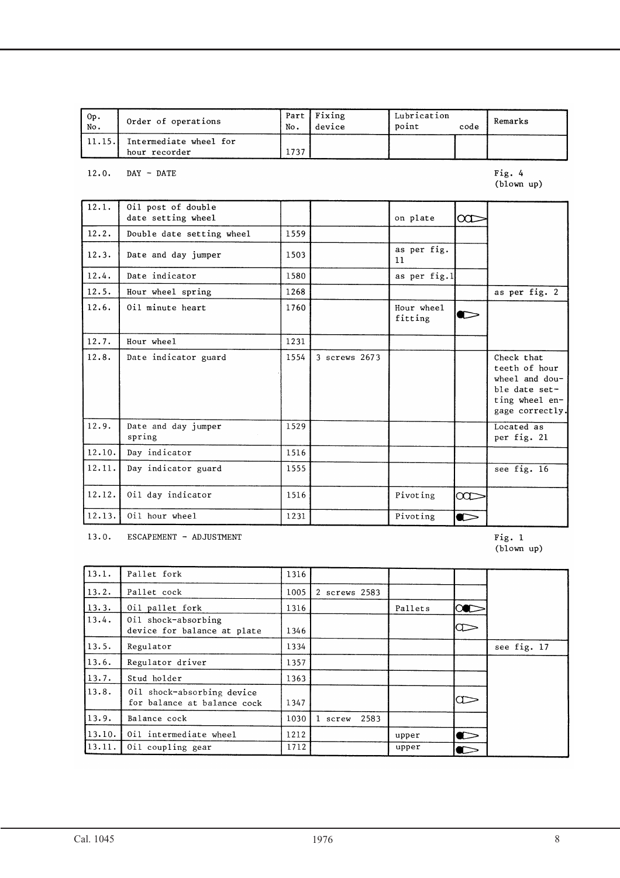| Op. No. | Order of operations | Part No. | Fixing device | Lubrication point | code | Remarks |
|---|---|---|---|---|---|---|
| 11.15. | Intermediate wheel for hour recorder | 1737 | | | | |

12.0. DAY - DATE

Fig. 4 (blown up)

| Op. No. | Order of operations | Part No. | Fixing device | Lubrication point | code | Remarks |
|---|---|---|---|---|---|---|
| 12.1. | Oil post of double date setting wheel | | | on plate | ○○▷ | |
| 12.2. | Double date setting wheel | 1559 | | | | |
| 12.3. | Date and day jumper | 1503 | | as per fig. 11 | | |
| 12.4. | Date indicator | 1580 | | as per fig.1 | | |
| 12.5. | Hour wheel spring | 1268 | | | | as per fig. 2 |
| 12.6. | Oil minute heart | 1760 | | Hour wheel fitting | ●▷ | |
| 12.7. | Hour wheel | 1231 | | | | |
| 12.8. | Date indicator guard | 1554 | 3 screws 2673 | | | Check that teeth of hour wheel and double date setting wheel engage correctly. |
| 12.9. | Date and day jumper spring | 1529 | | | | Located as per fig. 21 |
| 12.10. | Day indicator | 1516 | | | | |
| 12.11. | Day indicator guard | 1555 | | | | see fig. 16 |
| 12.12. | Oil day indicator | 1516 | | Pivoting | ○○▷ | |
| 12.13. | Oil hour wheel | 1231 | | Pivoting | ●▷ | |

13.0. ESCAPEMENT - ADJUSTMENT

Fig. 1 (blown up)

| Op. No. | Order of operations | Part No. | Fixing device | Lubrication point | code | Remarks |
|---|---|---|---|---|---|---|
| 13.1. | Pallet fork | 1316 | | | | |
| 13.2. | Pallet cock | 1005 | 2 screws 2583 | | | |
| 13.3. | Oil pallet fork | 1316 | | Pallets | ○●▷ | |
| 13.4. | Oil shock-absorbing device for balance at plate | 1346 | | | ○▷ | |
| 13.5. | Regulator | 1334 | | | | see fig. 17 |
| 13.6. | Regulator driver | 1357 | | | | |
| 13.7. | Stud holder | 1363 | | | | |
| 13.8. | Oil shock-absorbing device for balance at balance cock | 1347 | | | ○▷ | |
| 13.9. | Balance cock | 1030 | 1 screw 2583 | | | |
| 13.10. | Oil intermediate wheel | 1212 | | upper | ●▷ | |
| 13.11. | Oil coupling gear | 1712 | | upper | ●▷ | |

Cal. 1045 1976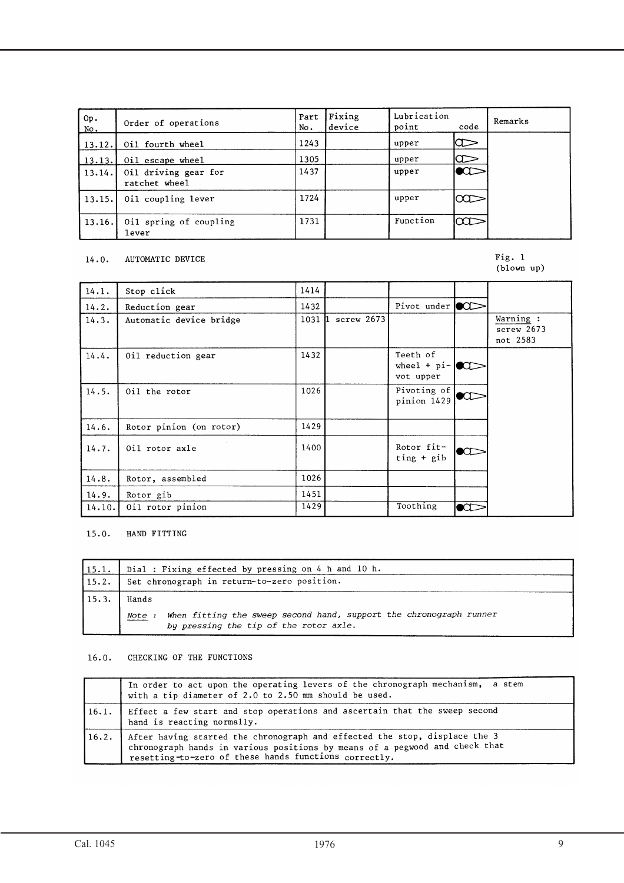| Op. No. | Order of operations | Part No. | Fixing device | Lubrication point | code | Remarks |
|---|---|---|---|---|---|---|
| 13.12. | Oil fourth wheel | 1243 | | upper | ○⊃ | |
| 13.13. | Oil escape wheel | 1305 | | upper | ○⊃ | |
| 13.14. | Oil driving gear for ratchet wheel | 1437 | | upper | ●○⊃ | |
| 13.15. | Oil coupling lever | 1724 | | upper | ○○⊃ | |
| 13.16. | Oil spring of coupling lever | 1731 | | Function | ○○⊃ | |

14.0. AUTOMATIC DEVICE

Fig. 1 (blown up)

| Op. No. | Order of operations | Part No. | Fixing device | Lubrication point | code | Remarks |
|---|---|---|---|---|---|---|
| 14.1. | Stop click | 1414 | | | | |
| 14.2. | Reduction gear | 1432 | | Pivot under | ●○⊃ | |
| 14.3. | Automatic device bridge | 1031 | 1 screw 2673 | | | Warning : screw 2673 not 2583 |
| 14.4. | Oil reduction gear | 1432 | | Teeth of wheel + pivot upper | ●○⊃ | |
| 14.5. | Oil the rotor | 1026 | | Pivoting of pinion 1429 | ●○⊃ | |
| 14.6. | Rotor pinion (on rotor) | 1429 | | | | |
| 14.7. | Oil rotor axle | 1400 | | Rotor fitting + gib | ●○⊃ | |
| 14.8. | Rotor, assembled | 1026 | | | | |
| 14.9. | Rotor gib | 1451 | | | | |
| 14.10. | Oil rotor pinion | 1429 | | Toothing | ●○⊃ | |

15.0. HAND FITTING

| | |
|---|---|
| 15.1. | Dial : Fixing effected by pressing on 4 h and 10 h. |
| 15.2. | Set chronograph in return-to-zero position. |
| 15.3. | Hands<br>*Note : When fitting the sweep second hand, support the chronograph runner by pressing the tip of the rotor axle.* |

16.0. CHECKING OF THE FUNCTIONS

| | |
|---|---|
| | In order to act upon the operating levers of the chronograph mechanism, a stem with a tip diameter of 2.0 to 2.50 mm should be used. |
| 16.1. | Effect a few start and stop operations and ascertain that the sweep second hand is reacting normally. |
| 16.2. | After having started the chronograph and effected the stop, displace the 3 chronograph hands in various positions by means of a pegwood and check that resetting-to-zero of these hands functions correctly. |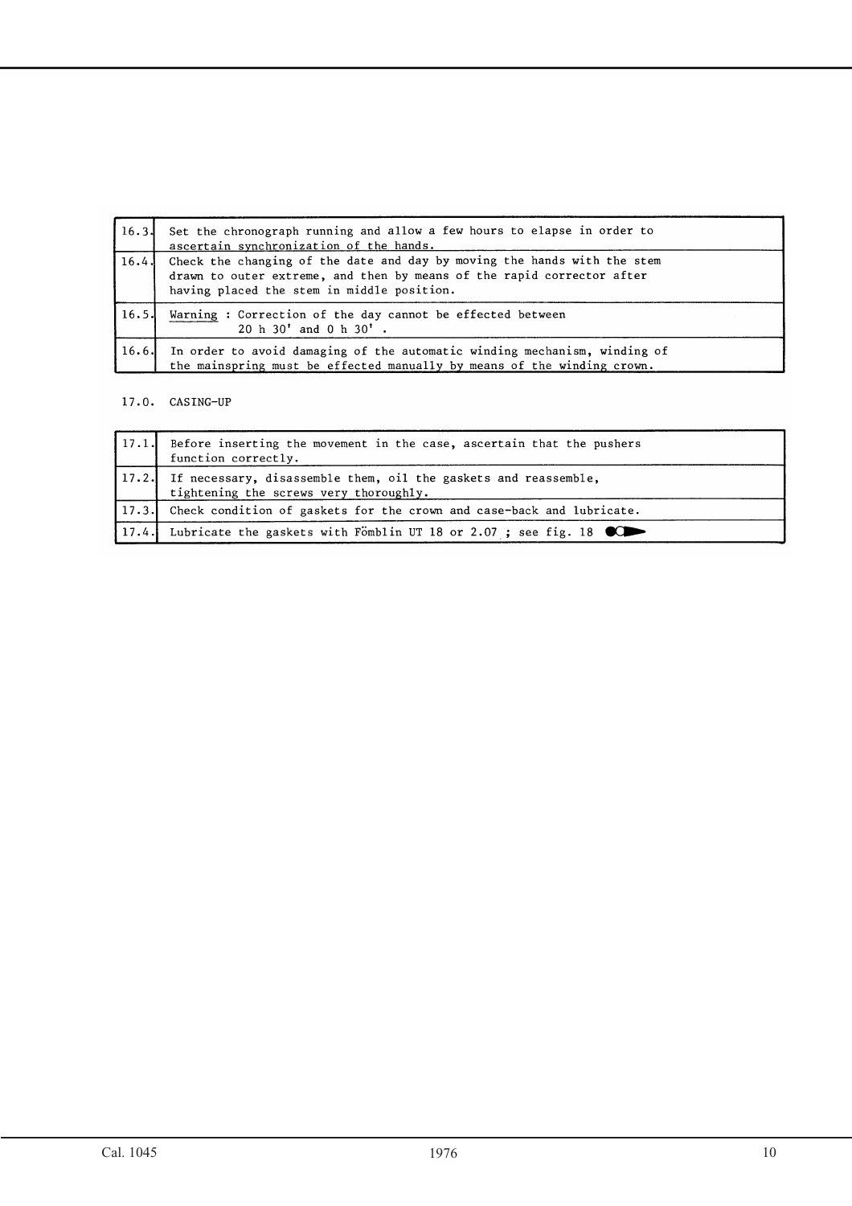| | |
|---|---|
| 16.3. | Set the chronograph running and allow a few hours to elapse in order to ascertain synchronization of the hands. |
| 16.4. | Check the changing of the date and day by moving the hands with the stem drawn to outer extreme, and then by means of the rapid corrector after having placed the stem in middle position. |
| 16.5. | Warning : Correction of the day cannot be effected between 20 h 30' and 0 h 30' . |
| 16.6. | In order to avoid damaging of the automatic winding mechanism, winding of the mainspring must be effected manually by means of the winding crown. |

## 17.0. CASING-UP

| | |
|---|---|
| 17.1. | Before inserting the movement in the case, ascertain that the pushers function correctly. |
| 17.2. | If necessary, disassemble them, oil the gaskets and reassemble, tightening the screws very thoroughly. |
| 17.3. | Check condition of gaskets for the crown and case-back and lubricate. |
| 17.4. | Lubricate the gaskets with Fömblin UT 18 or 2.07 ; see fig. 18 |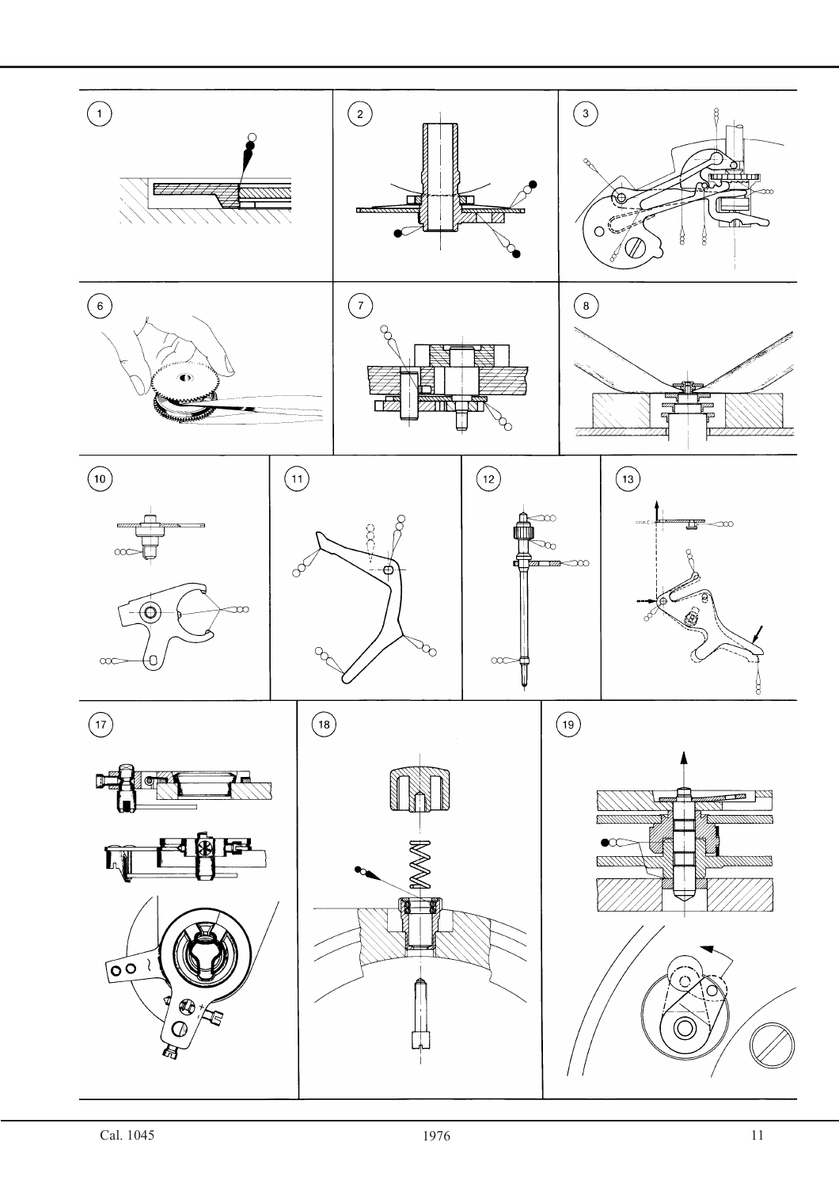1

2

3

6

7

8

10

11

12

13

17

18

19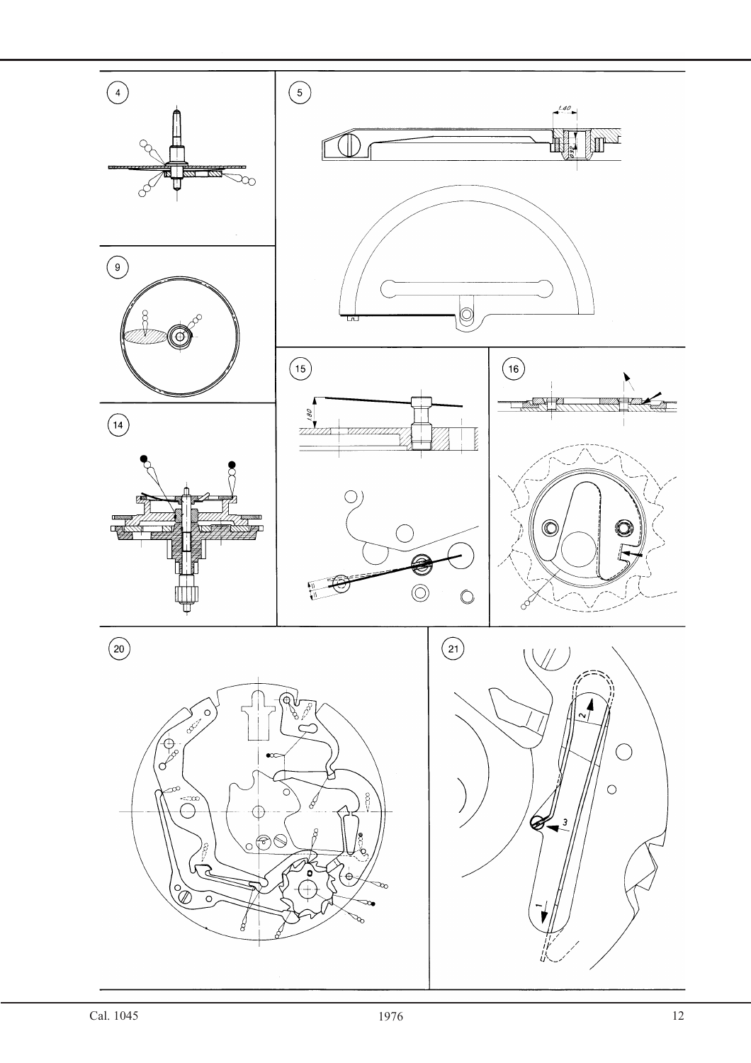4

5

9

14

15

16

20

21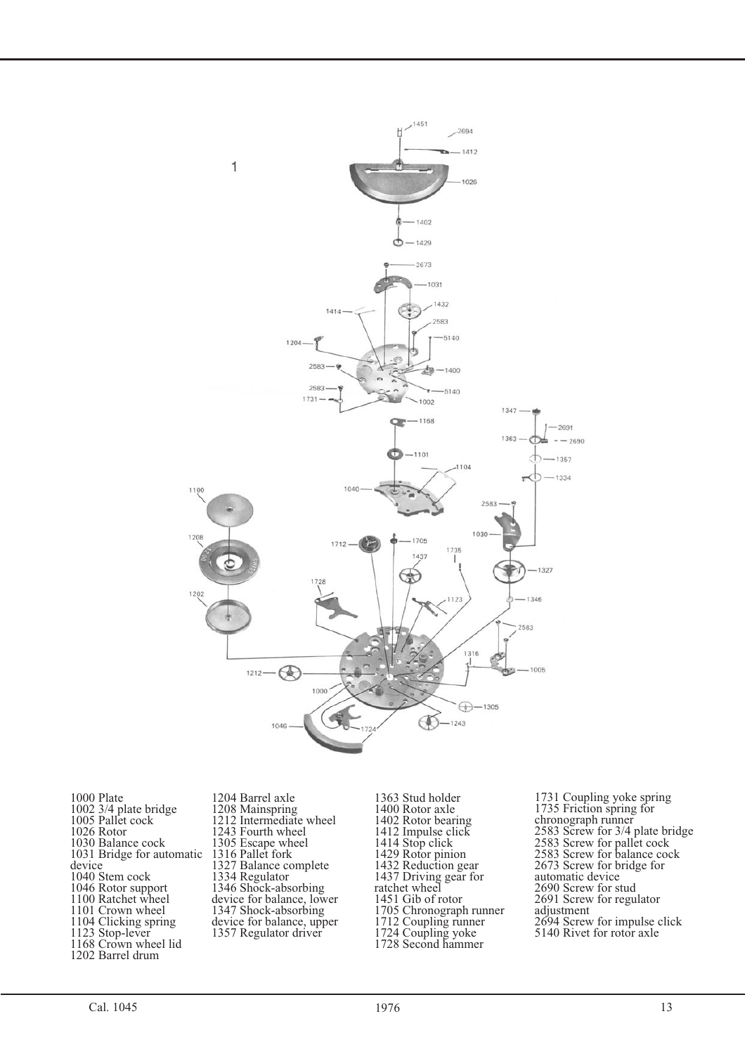1

1000 Plate
1002 3/4 plate bridge
1005 Pallet cock
1026 Rotor
1030 Balance cock
1031 Bridge for automatic device
1040 Stem cock
1046 Rotor support
1100 Ratchet wheel
1101 Crown wheel
1104 Clicking spring
1123 Stop-lever
1168 Crown wheel lid
1202 Barrel drum
1204 Barrel axle
1208 Mainspring
1212 Intermediate wheel
1243 Fourth wheel
1305 Escape wheel
1316 Pallet fork
1327 Balance complete
1334 Regulator
1346 Shock-absorbing device for balance, lower
1347 Shock-absorbing device for balance, upper
1357 Regulator driver
1363 Stud holder
1400 Rotor axle
1402 Rotor bearing
1412 Impulse click
1414 Stop click
1429 Rotor pinion
1432 Reduction gear
1437 Driving gear for ratchet wheel
1451 Gib of rotor
1705 Chronograph runner
1712 Coupling runner
1724 Coupling yoke
1728 Second hammer
1731 Coupling yoke spring
1735 Friction spring for chronograph runner
2583 Screw for 3/4 plate bridge
2583 Screw for pallet cock
2583 Screw for balance cock
2673 Screw for bridge for automatic device
2690 Screw for stud
2691 Screw for regulator adjustment
2694 Screw for impulse click
5140 Rivet for rotor axle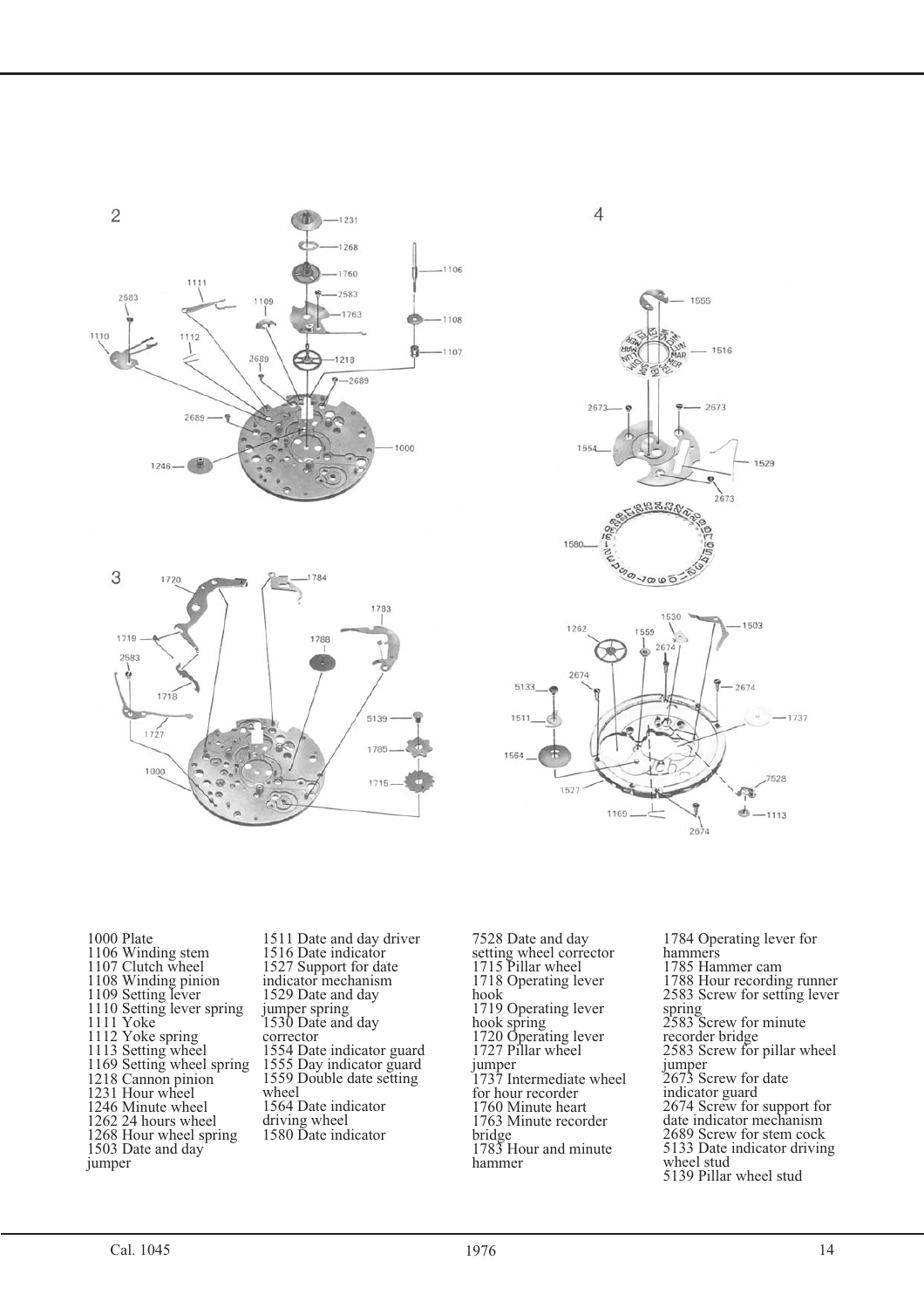2

4

3

1000 Plate
1106 Winding stem
1107 Clutch wheel
1108 Winding pinion
1109 Setting lever
1110 Setting lever spring
1111 Yoke
1112 Yoke spring
1113 Setting wheel
1169 Setting wheel spring
1218 Cannon pinion
1231 Hour wheel
1246 Minute wheel
1262 24 hours wheel
1268 Hour wheel spring
1503 Date and day jumper
1511 Date and day driver
1516 Date indicator
1527 Support for date indicator mechanism
1529 Date and day jumper spring
1530 Date and day corrector
1554 Date indicator guard
1555 Day indicator guard
1559 Double date setting wheel
1564 Date indicator driving wheel
1580 Date indicator
7528 Date and day setting wheel corrector
1715 Pillar wheel
1718 Operating lever hook
1719 Operating lever hook spring
1720 Operating lever
1727 Pillar wheel jumper
1737 Intermediate wheel for hour recorder
1760 Minute heart
1763 Minute recorder bridge
1783 Hour and minute hammer
1784 Operating lever for hammers
1785 Hammer cam
1788 Hour recording runner
2583 Screw for setting lever spring
2583 Screw for minute recorder bridge
2583 Screw for pillar wheel jumper
2673 Screw for date indicator guard
2674 Screw for support for date indicator mechanism
2689 Screw for stem cock
5133 Date indicator driving wheel stud
5139 Pillar wheel stud